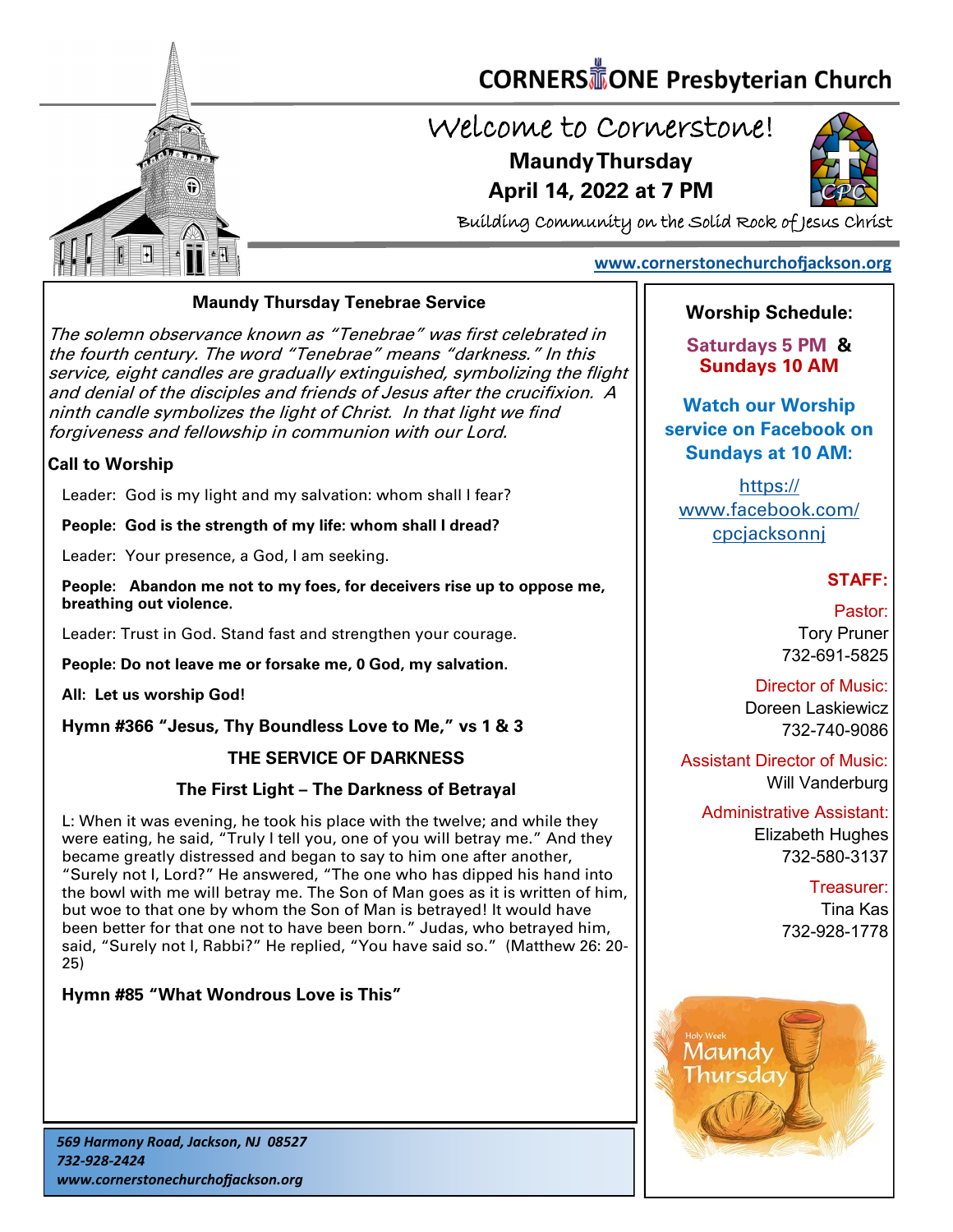# CORNERSTONE Presbyterian Church

## Welcome to Cornerstone!

**Maundy Thursday**

**April 14, 2022 at 7 PM**

Building Community on the Solid Rock of Jesus Christ

www.cornerstonechurchofjackson.org

### Maundy Thursday Tenebrae Service

*The solemn observance known as "Tenebrae" was first celebrated in the fourth century. The word "Tenebrae" means "darkness." In this service, eight candles are gradually extinguished, symbolizing the flight and denial of the disciples and friends of Jesus after the crucifixion. A ninth candle symbolizes the light of Christ. In that light we find forgiveness and fellowship in communion with our Lord.*

**Call to Worship**

Leader: God is my light and my salvation: whom shall I fear?

**People: God is the strength of my life: whom shall I dread?**

Leader: Your presence, a God, I am seeking.

**People: Abandon me not to my foes, for deceivers rise up to oppose me, breathing out violence.**

Leader: Trust in God. Stand fast and strengthen your courage.

**People: Do not leave me or forsake me, 0 God, my salvation.**

**All: Let us worship God!**

**Hymn #366 "Jesus, Thy Boundless Love to Me," vs 1 & 3**

**THE SERVICE OF DARKNESS**

**The First Light – The Darkness of Betrayal**

L: When it was evening, he took his place with the twelve; and while they were eating, he said, "Truly I tell you, one of you will betray me." And they became greatly distressed and began to say to him one after another, "Surely not I, Lord?" He answered, "The one who has dipped his hand into the bowl with me will betray me. The Son of Man goes as it is written of him, but woe to that one by whom the Son of Man is betrayed! It would have been better for that one not to have been born." Judas, who betrayed him, said, "Surely not I, Rabbi?" He replied, "You have said so." (Matthew 26: 20-25)

**Hymn #85 "What Wondrous Love is This"**

*569 Harmony Road, Jackson, NJ 08527*
*732-928-2424*
*www.cornerstonechurchofjackson.org*

**Worship Schedule:**

**Saturdays 5 PM & Sundays 10 AM**

**Watch our Worship service on Facebook on Sundays at 10 AM:**

https://www.facebook.com/cpcjacksonnj

**STAFF:**

Pastor:
Tory Pruner
732-691-5825

Director of Music:
Doreen Laskiewicz
732-740-9086

Assistant Director of Music:
Will Vanderburg

Administrative Assistant:
Elizabeth Hughes
732-580-3137

Treasurer:
Tina Kas
732-928-1778

Holy Week
Maundy Thursday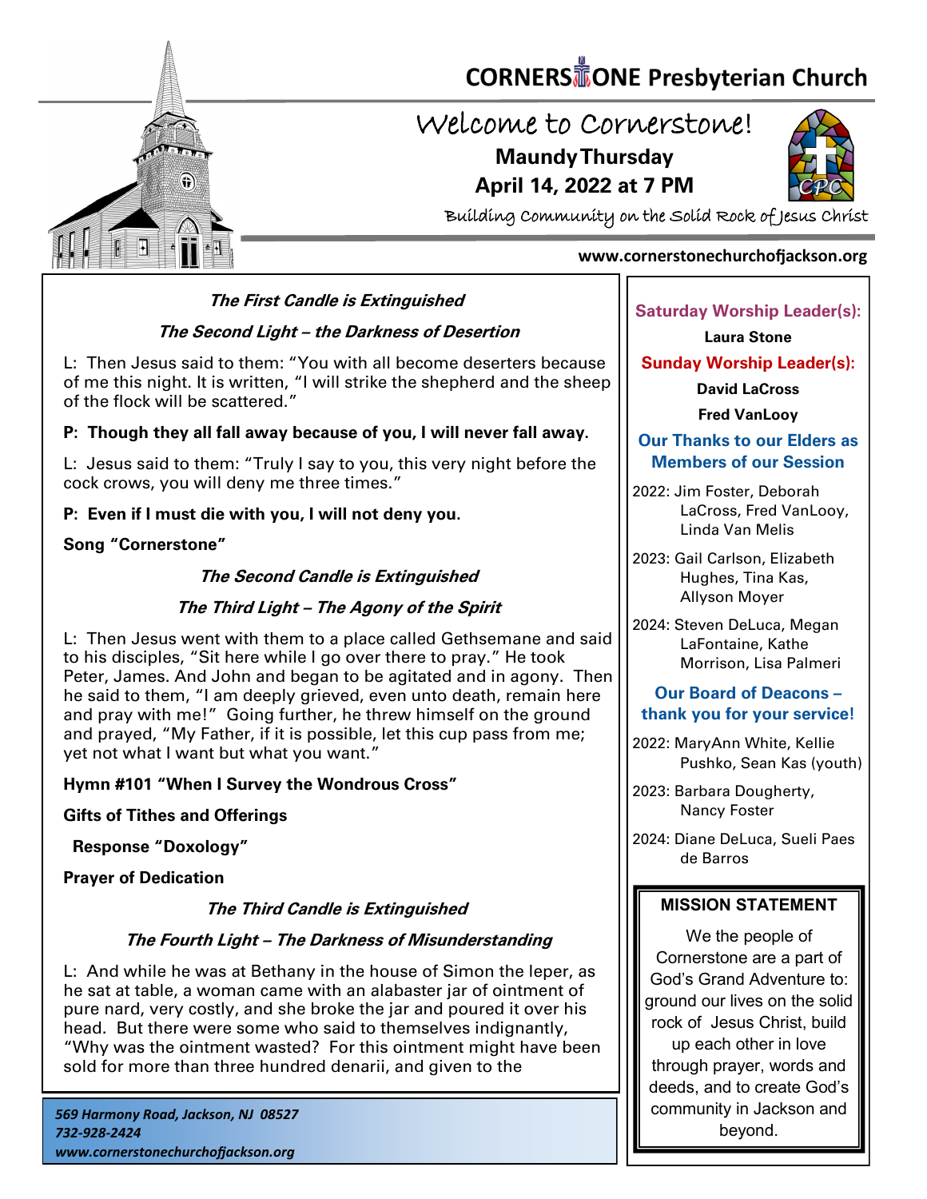# CORNERSTONE Presbyterian Church

## Welcome to Cornerstone!

**Maundy Thursday**
**April 14, 2022 at 7 PM**

Building Community on the Solid Rock of Jesus Christ

www.cornerstonechurchofjackson.org

***The First Candle is Extinguished***

***The Second Light – the Darkness of Desertion***

L: Then Jesus said to them: "You with all become deserters because of me this night. It is written, "I will strike the shepherd and the sheep of the flock will be scattered."

**P: Though they all fall away because of you, I will never fall away.**

L: Jesus said to them: "Truly I say to you, this very night before the cock crows, you will deny me three times."

**P: Even if I must die with you, I will not deny you.**

**Song "Cornerstone"**

***The Second Candle is Extinguished***

***The Third Light – The Agony of the Spirit***

L: Then Jesus went with them to a place called Gethsemane and said to his disciples, "Sit here while I go over there to pray." He took Peter, James. And John and began to be agitated and in agony. Then he said to them, "I am deeply grieved, even unto death, remain here and pray with me!" Going further, he threw himself on the ground and prayed, "My Father, if it is possible, let this cup pass from me; yet not what I want but what you want."

**Hymn #101 "When I Survey the Wondrous Cross"**

**Gifts of Tithes and Offerings**

**Response "Doxology"**

**Prayer of Dedication**

***The Third Candle is Extinguished***

***The Fourth Light – The Darkness of Misunderstanding***

L: And while he was at Bethany in the house of Simon the leper, as he sat at table, a woman came with an alabaster jar of ointment of pure nard, very costly, and she broke the jar and poured it over his head. But there were some who said to themselves indignantly, "Why was the ointment wasted? For this ointment might have been sold for more than three hundred denarii, and given to the

*569 Harmony Road, Jackson, NJ 08527*
*732-928-2424*
*www.cornerstonechurchofjackson.org*

**Saturday Worship Leader(s):**

**Laura Stone**

**Sunday Worship Leader(s):**

**David LaCross**

**Fred VanLooy**

**Our Thanks to our Elders as Members of our Session**

2022: Jim Foster, Deborah LaCross, Fred VanLooy, Linda Van Melis

2023: Gail Carlson, Elizabeth Hughes, Tina Kas, Allyson Moyer

2024: Steven DeLuca, Megan LaFontaine, Kathe Morrison, Lisa Palmeri

**Our Board of Deacons – thank you for your service!**

2022: MaryAnn White, Kellie Pushko, Sean Kas (youth)

2023: Barbara Dougherty, Nancy Foster

2024: Diane DeLuca, Sueli Paes de Barros

**MISSION STATEMENT**

We the people of Cornerstone are a part of God's Grand Adventure to: ground our lives on the solid rock of Jesus Christ, build up each other in love through prayer, words and deeds, and to create God's community in Jackson and beyond.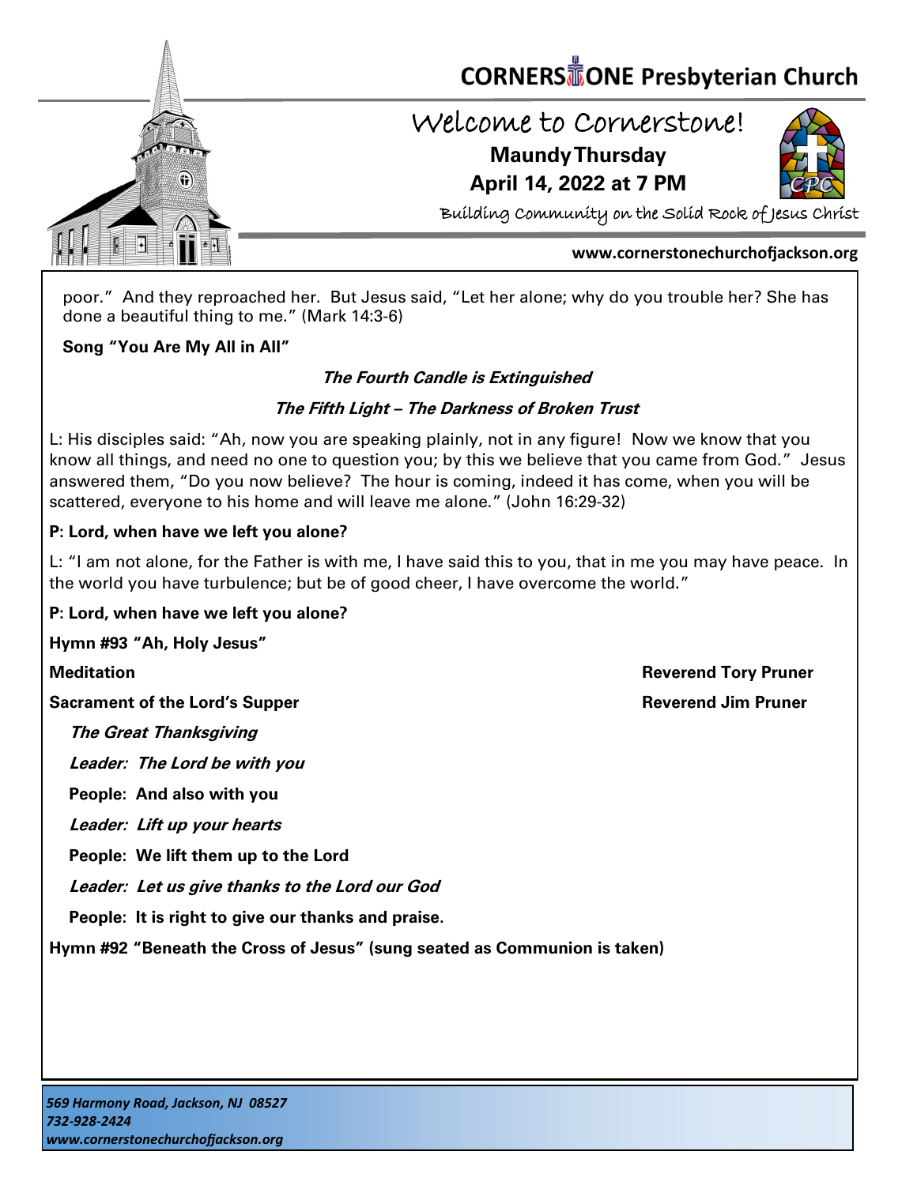poor." And they reproached her. But Jesus said, "Let her alone; why do you trouble her? She has done a beautiful thing to me." (Mark 14:3-6)

**Song "You Are My All in All"**

***The Fourth Candle is Extinguished***

***The Fifth Light – The Darkness of Broken Trust***

L: His disciples said: "Ah, now you are speaking plainly, not in any figure! Now we know that you know all things, and need no one to question you; by this we believe that you came from God." Jesus answered them, "Do you now believe? The hour is coming, indeed it has come, when you will be scattered, everyone to his home and will leave me alone." (John 16:29-32)

**P: Lord, when have we left you alone?**

L: "I am not alone, for the Father is with me, I have said this to you, that in me you may have peace. In the world you have turbulence; but be of good cheer, I have overcome the world."

**P: Lord, when have we left you alone?**

**Hymn #93 "Ah, Holy Jesus"**

**Meditation** — **Reverend Tory Pruner**

**Sacrament of the Lord's Supper** — **Reverend Jim Pruner**

***The Great Thanksgiving***

***Leader: The Lord be with you***

**People: And also with you**

***Leader: Lift up your hearts***

**People: We lift them up to the Lord**

***Leader: Let us give thanks to the Lord our God***

**People: It is right to give our thanks and praise.**

**Hymn #92 "Beneath the Cross of Jesus" (sung seated as Communion is taken)**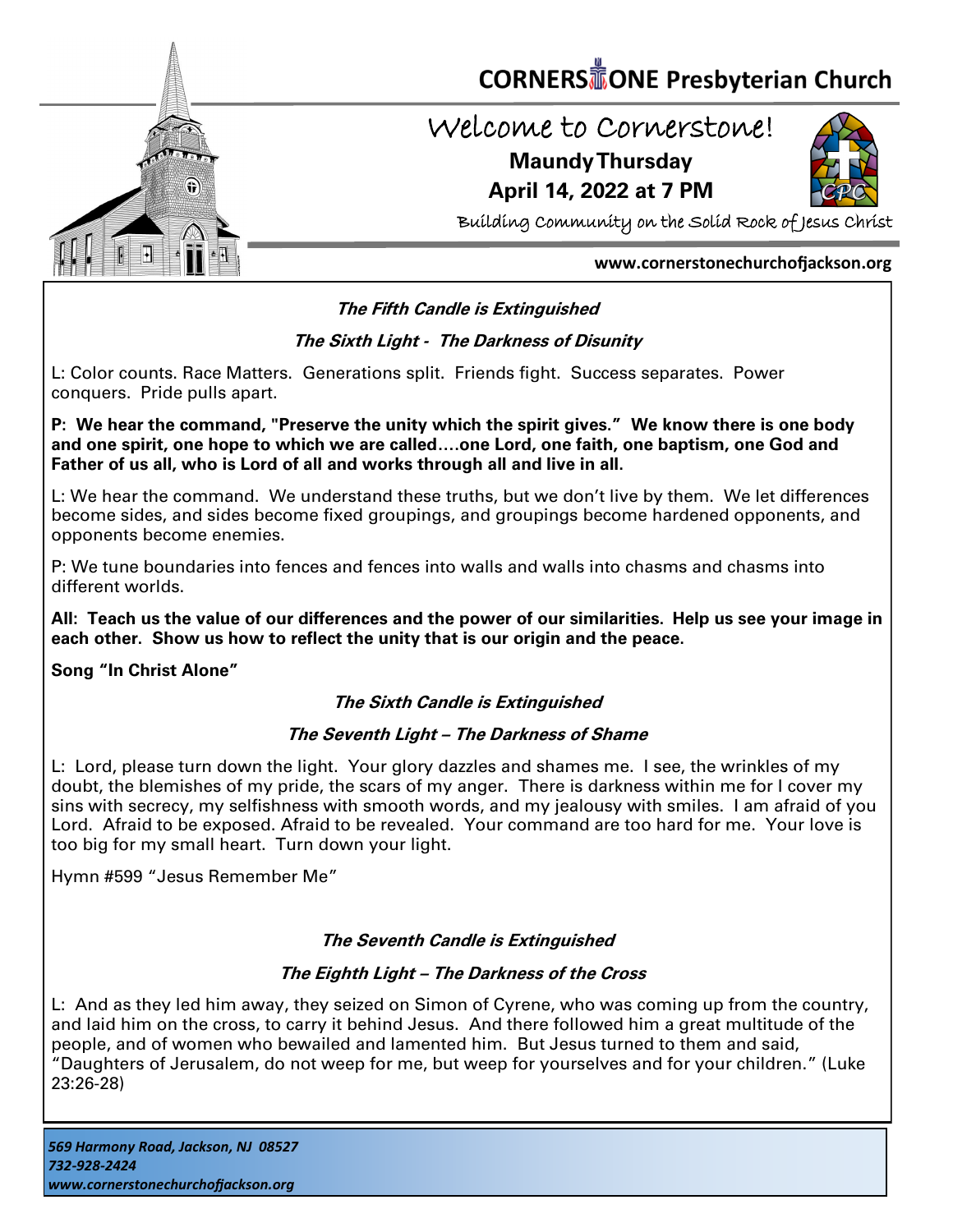# CORNERSTONE Presbyterian Church

## Welcome to Cornerstone!

**Maundy Thursday**

**April 14, 2022 at 7 PM**

Building Community on the Solid Rock of Jesus Christ

**www.cornerstonechurchofjackson.org**

***The Fifth Candle is Extinguished***

***The Sixth Light - The Darkness of Disunity***

L: Color counts. Race Matters. Generations split. Friends fight. Success separates. Power conquers. Pride pulls apart.

**P: We hear the command, "Preserve the unity which the spirit gives." We know there is one body and one spirit, one hope to which we are called….one Lord, one faith, one baptism, one God and Father of us all, who is Lord of all and works through all and live in all.**

L: We hear the command. We understand these truths, but we don't live by them. We let differences become sides, and sides become fixed groupings, and groupings become hardened opponents, and opponents become enemies.

P: We tune boundaries into fences and fences into walls and walls into chasms and chasms into different worlds.

**All: Teach us the value of our differences and the power of our similarities. Help us see your image in each other. Show us how to reflect the unity that is our origin and the peace.**

**Song "In Christ Alone"**

***The Sixth Candle is Extinguished***

***The Seventh Light – The Darkness of Shame***

L: Lord, please turn down the light. Your glory dazzles and shames me. I see, the wrinkles of my doubt, the blemishes of my pride, the scars of my anger. There is darkness within me for I cover my sins with secrecy, my selfishness with smooth words, and my jealousy with smiles. I am afraid of you Lord. Afraid to be exposed. Afraid to be revealed. Your command are too hard for me. Your love is too big for my small heart. Turn down your light.

Hymn #599 "Jesus Remember Me"

***The Seventh Candle is Extinguished***

***The Eighth Light – The Darkness of the Cross***

L: And as they led him away, they seized on Simon of Cyrene, who was coming up from the country, and laid him on the cross, to carry it behind Jesus. And there followed him a great multitude of the people, and of women who bewailed and lamented him. But Jesus turned to them and said, "Daughters of Jerusalem, do not weep for me, but weep for yourselves and for your children." (Luke 23:26-28)

*569 Harmony Road, Jackson, NJ 08527*
*732-928-2424*
*www.cornerstonechurchofjackson.org*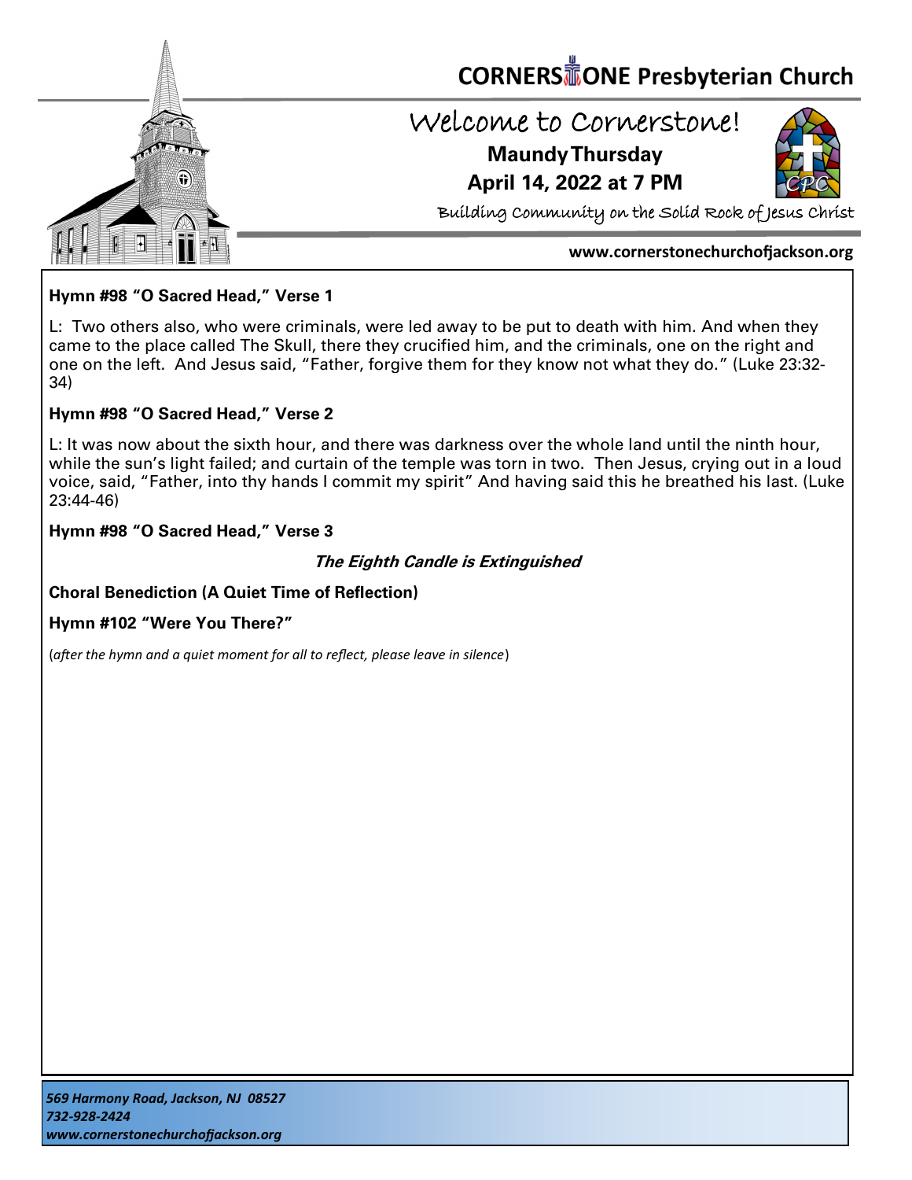# CORNERSTONE Presbyterian Church

## Welcome to Cornerstone!

**Maundy Thursday**

**April 14, 2022 at 7 PM**

Building Community on the Solid Rock of Jesus Christ

**www.cornerstonechurchofjackson.org**

**Hymn #98 "O Sacred Head," Verse 1**

L: Two others also, who were criminals, were led away to be put to death with him. And when they came to the place called The Skull, there they crucified him, and the criminals, one on the right and one on the left. And Jesus said, "Father, forgive them for they know not what they do." (Luke 23:32-34)

**Hymn #98 "O Sacred Head," Verse 2**

L: It was now about the sixth hour, and there was darkness over the whole land until the ninth hour, while the sun's light failed; and curtain of the temple was torn in two. Then Jesus, crying out in a loud voice, said, "Father, into thy hands I commit my spirit" And having said this he breathed his last. (Luke 23:44-46)

**Hymn #98 "O Sacred Head," Verse 3**

***The Eighth Candle is Extinguished***

**Choral Benediction (A Quiet Time of Reflection)**

**Hymn #102 "Were You There?"**

(*after the hymn and a quiet moment for all to reflect, please leave in silence*)

*569 Harmony Road, Jackson, NJ 08527*
*732-928-2424*
*www.cornerstonechurchofjackson.org*